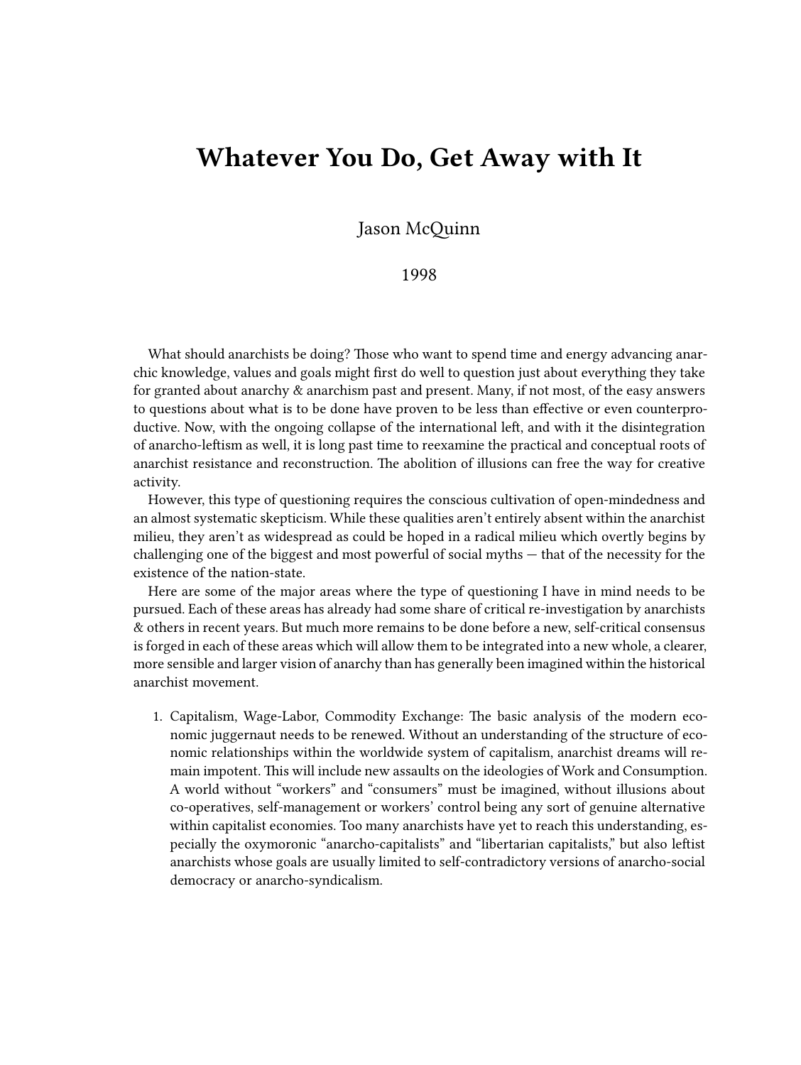# Whatever You Do, Get Away with It

Jason McQuinn

1998

What should anarchists be doing? Those who want to spend time and energy advancing anarchic knowledge, values and goals might first do well to question just about everything they take for granted about anarchy & anarchism past and present. Many, if not most, of the easy answers to questions about what is to be done have proven to be less than effective or even counterproductive. Now, with the ongoing collapse of the international left, and with it the disintegration of anarcho-leftism as well, it is long past time to reexamine the practical and conceptual roots of anarchist resistance and reconstruction. The abolition of illusions can free the way for creative activity.

However, this type of questioning requires the conscious cultivation of open-mindedness and an almost systematic skepticism. While these qualities aren't entirely absent within the anarchist milieu, they aren't as widespread as could be hoped in a radical milieu which overtly begins by challenging one of the biggest and most powerful of social myths — that of the necessity for the existence of the nation-state.

Here are some of the major areas where the type of questioning I have in mind needs to be pursued. Each of these areas has already had some share of critical re-investigation by anarchists & others in recent years. But much more remains to be done before a new, self-critical consensus is forged in each of these areas which will allow them to be integrated into a new whole, a clearer, more sensible and larger vision of anarchy than has generally been imagined within the historical anarchist movement.

1. Capitalism, Wage-Labor, Commodity Exchange: The basic analysis of the modern economic juggernaut needs to be renewed. Without an understanding of the structure of economic relationships within the worldwide system of capitalism, anarchist dreams will remain impotent. This will include new assaults on the ideologies of Work and Consumption. A world without "workers" and "consumers" must be imagined, without illusions about co-operatives, self-management or workers' control being any sort of genuine alternative within capitalist economies. Too many anarchists have yet to reach this understanding, especially the oxymoronic "anarcho-capitalists" and "libertarian capitalists," but also leftist anarchists whose goals are usually limited to self-contradictory versions of anarcho-social democracy or anarcho-syndicalism.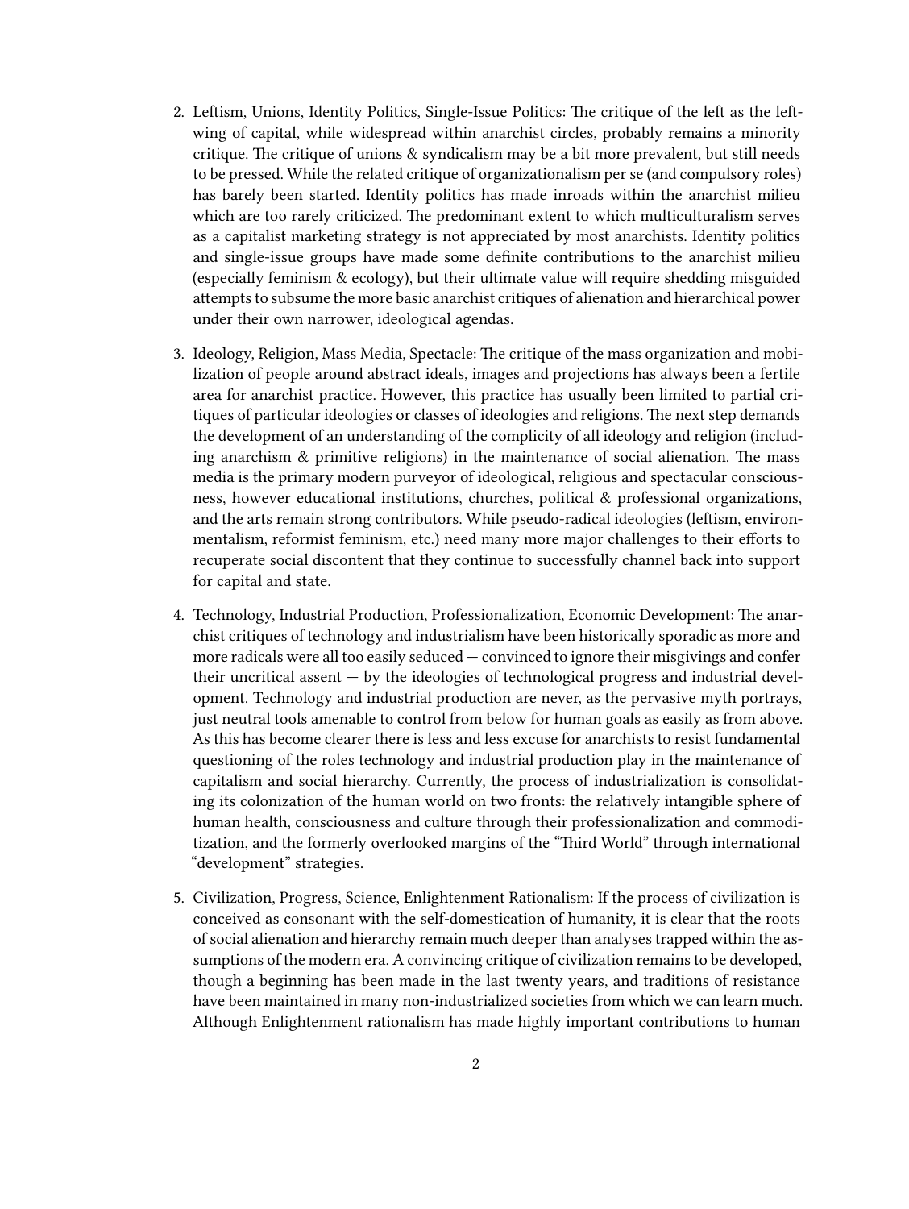2. Leftism, Unions, Identity Politics, Single-Issue Politics: The critique of the left as the left-wing of capital, while widespread within anarchist circles, probably remains a minority critique. The critique of unions & syndicalism may be a bit more prevalent, but still needs to be pressed. While the related critique of organizationalism per se (and compulsory roles) has barely been started. Identity politics has made inroads within the anarchist milieu which are too rarely criticized. The predominant extent to which multiculturalism serves as a capitalist marketing strategy is not appreciated by most anarchists. Identity politics and single-issue groups have made some definite contributions to the anarchist milieu (especially feminism & ecology), but their ultimate value will require shedding misguided attempts to subsume the more basic anarchist critiques of alienation and hierarchical power under their own narrower, ideological agendas.

3. Ideology, Religion, Mass Media, Spectacle: The critique of the mass organization and mobilization of people around abstract ideals, images and projections has always been a fertile area for anarchist practice. However, this practice has usually been limited to partial critiques of particular ideologies or classes of ideologies and religions. The next step demands the development of an understanding of the complicity of all ideology and religion (including anarchism & primitive religions) in the maintenance of social alienation. The mass media is the primary modern purveyor of ideological, religious and spectacular consciousness, however educational institutions, churches, political & professional organizations, and the arts remain strong contributors. While pseudo-radical ideologies (leftism, environmentalism, reformist feminism, etc.) need many more major challenges to their efforts to recuperate social discontent that they continue to successfully channel back into support for capital and state.

4. Technology, Industrial Production, Professionalization, Economic Development: The anarchist critiques of technology and industrialism have been historically sporadic as more and more radicals were all too easily seduced — convinced to ignore their misgivings and confer their uncritical assent — by the ideologies of technological progress and industrial development. Technology and industrial production are never, as the pervasive myth portrays, just neutral tools amenable to control from below for human goals as easily as from above. As this has become clearer there is less and less excuse for anarchists to resist fundamental questioning of the roles technology and industrial production play in the maintenance of capitalism and social hierarchy. Currently, the process of industrialization is consolidating its colonization of the human world on two fronts: the relatively intangible sphere of human health, consciousness and culture through their professionalization and commoditization, and the formerly overlooked margins of the "Third World" through international "development" strategies.

5. Civilization, Progress, Science, Enlightenment Rationalism: If the process of civilization is conceived as consonant with the self-domestication of humanity, it is clear that the roots of social alienation and hierarchy remain much deeper than analyses trapped within the assumptions of the modern era. A convincing critique of civilization remains to be developed, though a beginning has been made in the last twenty years, and traditions of resistance have been maintained in many non-industrialized societies from which we can learn much. Although Enlightenment rationalism has made highly important contributions to human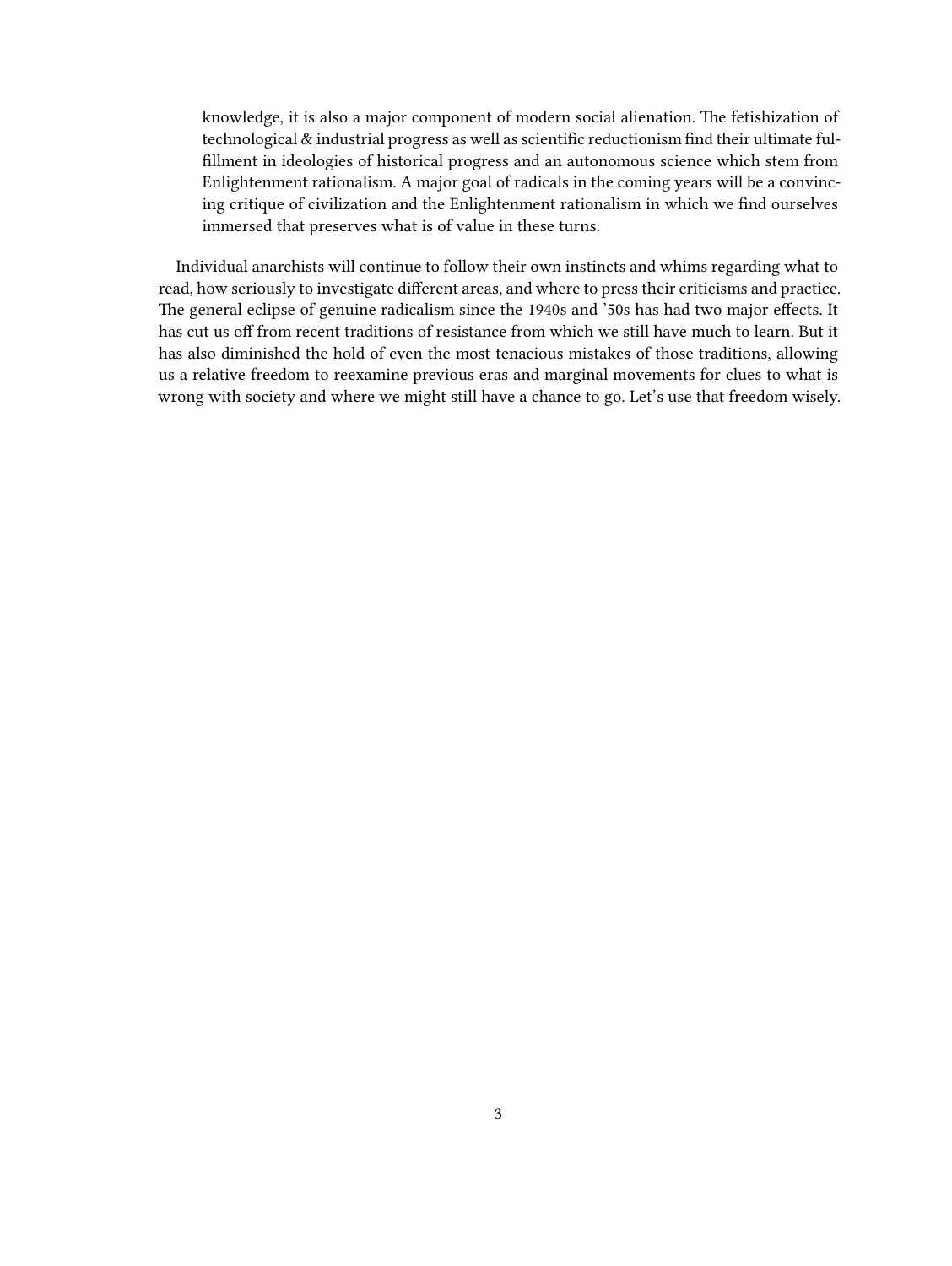> knowledge, it is also a major component of modern social alienation. The fetishization of technological & industrial progress as well as scientific reductionism find their ultimate fulfillment in ideologies of historical progress and an autonomous science which stem from Enlightenment rationalism. A major goal of radicals in the coming years will be a convincing critique of civilization and the Enlightenment rationalism in which we find ourselves immersed that preserves what is of value in these turns.

Individual anarchists will continue to follow their own instincts and whims regarding what to read, how seriously to investigate different areas, and where to press their criticisms and practice. The general eclipse of genuine radicalism since the 1940s and '50s has had two major effects. It has cut us off from recent traditions of resistance from which we still have much to learn. But it has also diminished the hold of even the most tenacious mistakes of those traditions, allowing us a relative freedom to reexamine previous eras and marginal movements for clues to what is wrong with society and where we might still have a chance to go. Let's use that freedom wisely.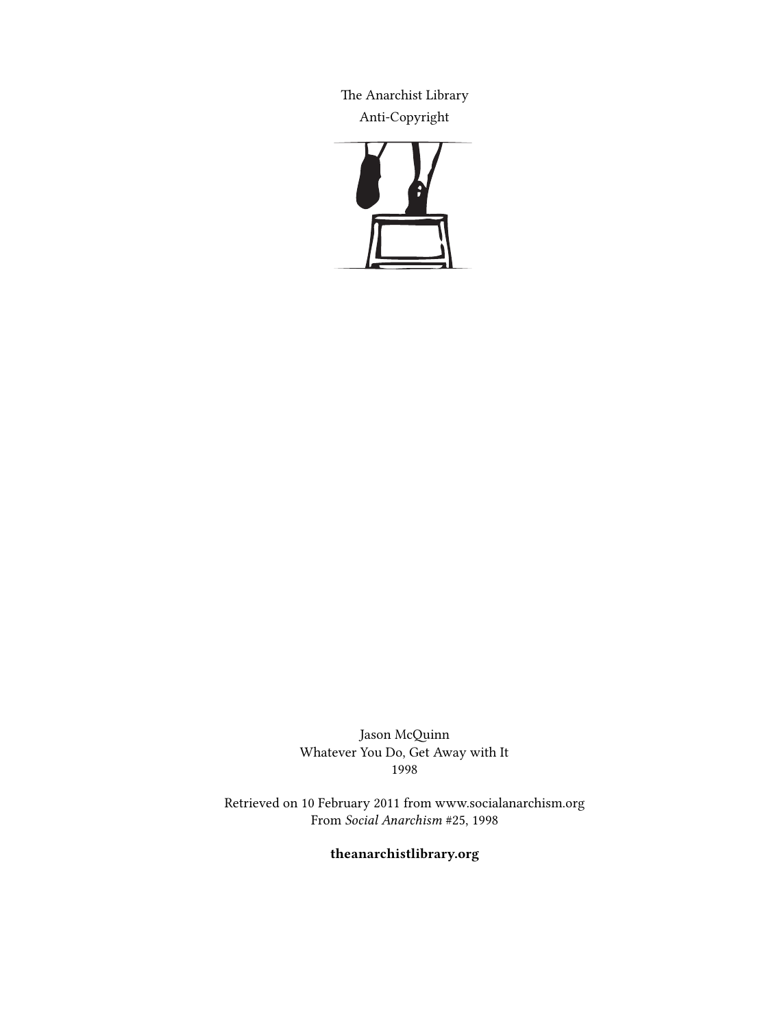The Anarchist Library
Anti-Copyright

Jason McQuinn
Whatever You Do, Get Away with It
1998

Retrieved on 10 February 2011 from www.socialanarchism.org
From *Social Anarchism* #25, 1998

**theanarchistlibrary.org**